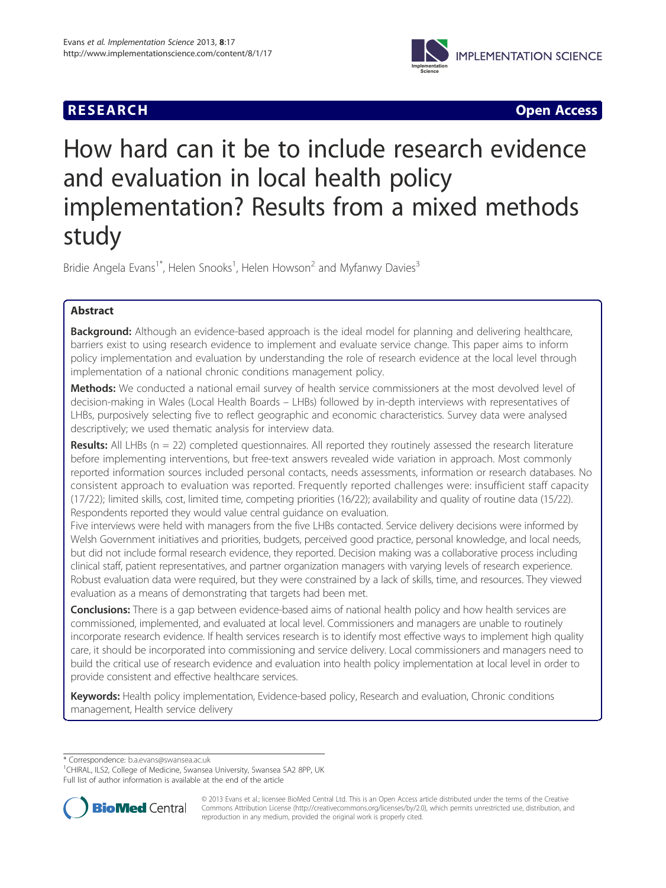**RESEARCH** **Open Access**

# How hard can it be to include research evidence and evaluation in local health policy implementation? Results from a mixed methods study

Bridie Angela Evans[1*], Helen Snooks[1], Helen Howson[2] and Myfanwy Davies[3]

## Abstract

**Background:** Although an evidence-based approach is the ideal model for planning and delivering healthcare, barriers exist to using research evidence to implement and evaluate service change. This paper aims to inform policy implementation and evaluation by understanding the role of research evidence at the local level through implementation of a national chronic conditions management policy.

**Methods:** We conducted a national email survey of health service commissioners at the most devolved level of decision-making in Wales (Local Health Boards – LHBs) followed by in-depth interviews with representatives of LHBs, purposively selecting five to reflect geographic and economic characteristics. Survey data were analysed descriptively; we used thematic analysis for interview data.

**Results:** All LHBs (n = 22) completed questionnaires. All reported they routinely assessed the research literature before implementing interventions, but free-text answers revealed wide variation in approach. Most commonly reported information sources included personal contacts, needs assessments, information or research databases. No consistent approach to evaluation was reported. Frequently reported challenges were: insufficient staff capacity (17/22); limited skills, cost, limited time, competing priorities (16/22); availability and quality of routine data (15/22). Respondents reported they would value central guidance on evaluation.

Five interviews were held with managers from the five LHBs contacted. Service delivery decisions were informed by Welsh Government initiatives and priorities, budgets, perceived good practice, personal knowledge, and local needs, but did not include formal research evidence, they reported. Decision making was a collaborative process including clinical staff, patient representatives, and partner organization managers with varying levels of research experience. Robust evaluation data were required, but they were constrained by a lack of skills, time, and resources. They viewed evaluation as a means of demonstrating that targets had been met.

**Conclusions:** There is a gap between evidence-based aims of national health policy and how health services are commissioned, implemented, and evaluated at local level. Commissioners and managers are unable to routinely incorporate research evidence. If health services research is to identify most effective ways to implement high quality care, it should be incorporated into commissioning and service delivery. Local commissioners and managers need to build the critical use of research evidence and evaluation into health policy implementation at local level in order to provide consistent and effective healthcare services.

**Keywords:** Health policy implementation, Evidence-based policy, Research and evaluation, Chronic conditions management, Health service delivery

---

\* Correspondence: b.a.evans@swansea.ac.uk
[1]CHIRAL, ILS2, College of Medicine, Swansea University, Swansea SA2 8PP, UK
Full list of author information is available at the end of the article

© 2013 Evans et al.; licensee BioMed Central Ltd. This is an Open Access article distributed under the terms of the Creative Commons Attribution License (http://creativecommons.org/licenses/by/2.0), which permits unrestricted use, distribution, and reproduction in any medium, provided the original work is properly cited.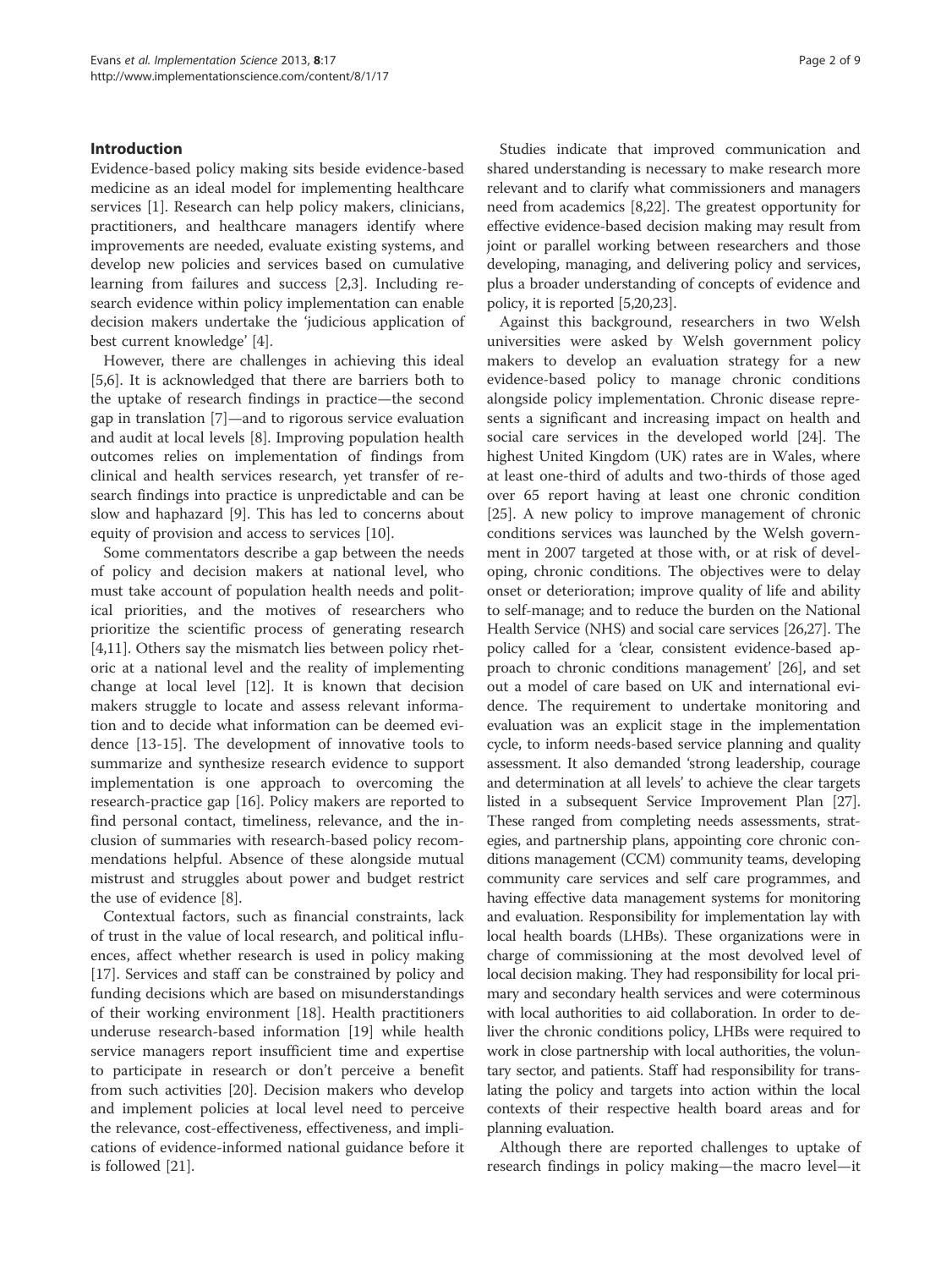## Introduction

Evidence-based policy making sits beside evidence-based medicine as an ideal model for implementing healthcare services [1]. Research can help policy makers, clinicians, practitioners, and healthcare managers identify where improvements are needed, evaluate existing systems, and develop new policies and services based on cumulative learning from failures and success [2,3]. Including research evidence within policy implementation can enable decision makers undertake the 'judicious application of best current knowledge' [4].

However, there are challenges in achieving this ideal [5,6]. It is acknowledged that there are barriers both to the uptake of research findings in practice—the second gap in translation [7]—and to rigorous service evaluation and audit at local levels [8]. Improving population health outcomes relies on implementation of findings from clinical and health services research, yet transfer of research findings into practice is unpredictable and can be slow and haphazard [9]. This has led to concerns about equity of provision and access to services [10].

Some commentators describe a gap between the needs of policy and decision makers at national level, who must take account of population health needs and political priorities, and the motives of researchers who prioritize the scientific process of generating research [4,11]. Others say the mismatch lies between policy rhetoric at a national level and the reality of implementing change at local level [12]. It is known that decision makers struggle to locate and assess relevant information and to decide what information can be deemed evidence [13-15]. The development of innovative tools to summarize and synthesize research evidence to support implementation is one approach to overcoming the research-practice gap [16]. Policy makers are reported to find personal contact, timeliness, relevance, and the inclusion of summaries with research-based policy recommendations helpful. Absence of these alongside mutual mistrust and struggles about power and budget restrict the use of evidence [8].

Contextual factors, such as financial constraints, lack of trust in the value of local research, and political influences, affect whether research is used in policy making [17]. Services and staff can be constrained by policy and funding decisions which are based on misunderstandings of their working environment [18]. Health practitioners underuse research-based information [19] while health service managers report insufficient time and expertise to participate in research or don't perceive a benefit from such activities [20]. Decision makers who develop and implement policies at local level need to perceive the relevance, cost-effectiveness, effectiveness, and implications of evidence-informed national guidance before it is followed [21].

Studies indicate that improved communication and shared understanding is necessary to make research more relevant and to clarify what commissioners and managers need from academics [8,22]. The greatest opportunity for effective evidence-based decision making may result from joint or parallel working between researchers and those developing, managing, and delivering policy and services, plus a broader understanding of concepts of evidence and policy, it is reported [5,20,23].

Against this background, researchers in two Welsh universities were asked by Welsh government policy makers to develop an evaluation strategy for a new evidence-based policy to manage chronic conditions alongside policy implementation. Chronic disease represents a significant and increasing impact on health and social care services in the developed world [24]. The highest United Kingdom (UK) rates are in Wales, where at least one-third of adults and two-thirds of those aged over 65 report having at least one chronic condition [25]. A new policy to improve management of chronic conditions services was launched by the Welsh government in 2007 targeted at those with, or at risk of developing, chronic conditions. The objectives were to delay onset or deterioration; improve quality of life and ability to self-manage; and to reduce the burden on the National Health Service (NHS) and social care services [26,27]. The policy called for a 'clear, consistent evidence-based approach to chronic conditions management' [26], and set out a model of care based on UK and international evidence. The requirement to undertake monitoring and evaluation was an explicit stage in the implementation cycle, to inform needs-based service planning and quality assessment. It also demanded 'strong leadership, courage and determination at all levels' to achieve the clear targets listed in a subsequent Service Improvement Plan [27]. These ranged from completing needs assessments, strategies, and partnership plans, appointing core chronic conditions management (CCM) community teams, developing community care services and self care programmes, and having effective data management systems for monitoring and evaluation. Responsibility for implementation lay with local health boards (LHBs). These organizations were in charge of commissioning at the most devolved level of local decision making. They had responsibility for local primary and secondary health services and were coterminous with local authorities to aid collaboration. In order to deliver the chronic conditions policy, LHBs were required to work in close partnership with local authorities, the voluntary sector, and patients. Staff had responsibility for translating the policy and targets into action within the local contexts of their respective health board areas and for planning evaluation.

Although there are reported challenges to uptake of research findings in policy making—the macro level—it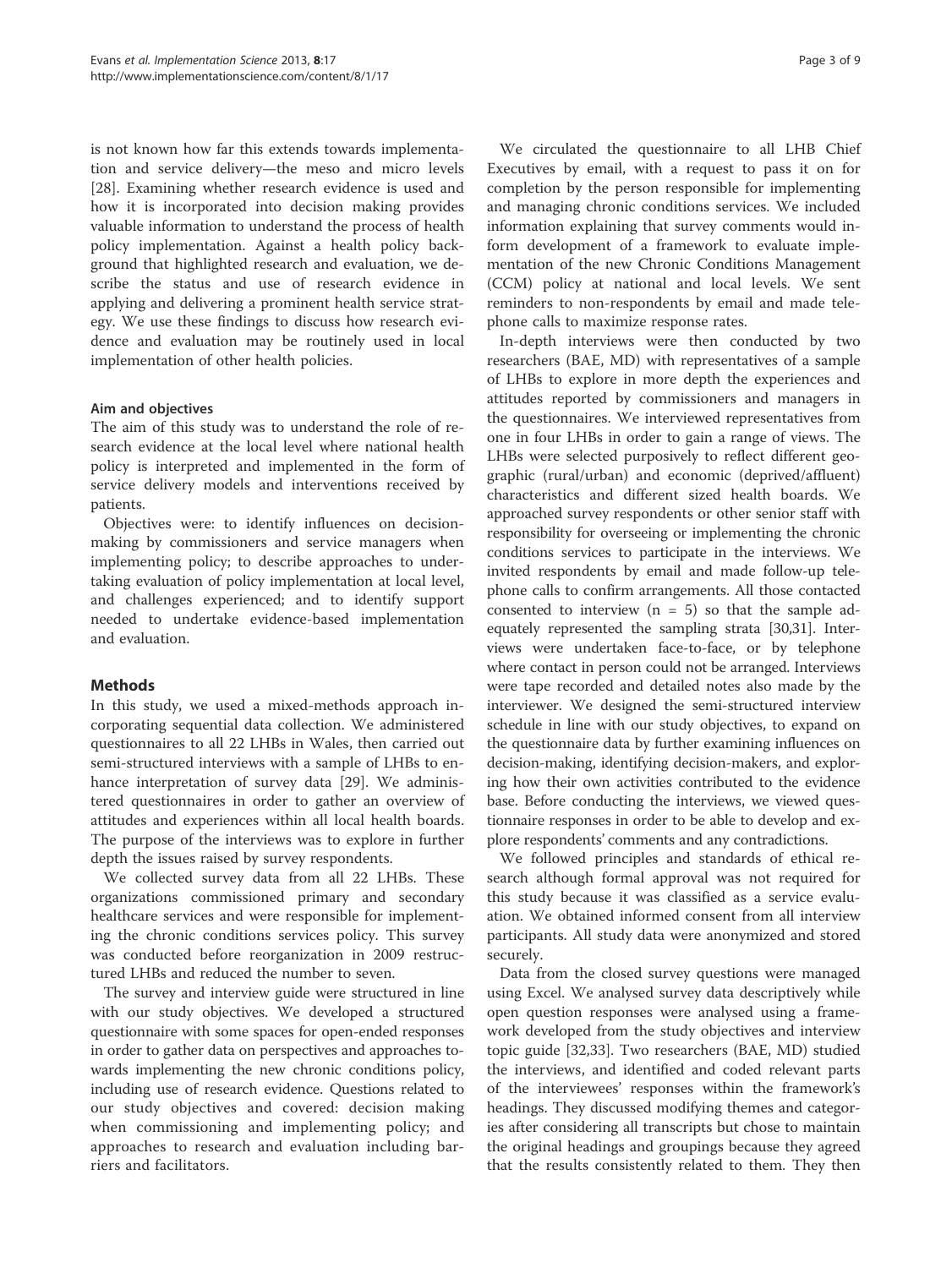is not known how far this extends towards implementation and service delivery—the meso and micro levels [28]. Examining whether research evidence is used and how it is incorporated into decision making provides valuable information to understand the process of health policy implementation. Against a health policy background that highlighted research and evaluation, we describe the status and use of research evidence in applying and delivering a prominent health service strategy. We use these findings to discuss how research evidence and evaluation may be routinely used in local implementation of other health policies.

### Aim and objectives

The aim of this study was to understand the role of research evidence at the local level where national health policy is interpreted and implemented in the form of service delivery models and interventions received by patients.

Objectives were: to identify influences on decision-making by commissioners and service managers when implementing policy; to describe approaches to undertaking evaluation of policy implementation at local level, and challenges experienced; and to identify support needed to undertake evidence-based implementation and evaluation.

## Methods

In this study, we used a mixed-methods approach incorporating sequential data collection. We administered questionnaires to all 22 LHBs in Wales, then carried out semi-structured interviews with a sample of LHBs to enhance interpretation of survey data [29]. We administered questionnaires in order to gather an overview of attitudes and experiences within all local health boards. The purpose of the interviews was to explore in further depth the issues raised by survey respondents.

We collected survey data from all 22 LHBs. These organizations commissioned primary and secondary healthcare services and were responsible for implementing the chronic conditions services policy. This survey was conducted before reorganization in 2009 restructured LHBs and reduced the number to seven.

The survey and interview guide were structured in line with our study objectives. We developed a structured questionnaire with some spaces for open-ended responses in order to gather data on perspectives and approaches towards implementing the new chronic conditions policy, including use of research evidence. Questions related to our study objectives and covered: decision making when commissioning and implementing policy; and approaches to research and evaluation including barriers and facilitators.

We circulated the questionnaire to all LHB Chief Executives by email, with a request to pass it on for completion by the person responsible for implementing and managing chronic conditions services. We included information explaining that survey comments would inform development of a framework to evaluate implementation of the new Chronic Conditions Management (CCM) policy at national and local levels. We sent reminders to non-respondents by email and made telephone calls to maximize response rates.

In-depth interviews were then conducted by two researchers (BAE, MD) with representatives of a sample of LHBs to explore in more depth the experiences and attitudes reported by commissioners and managers in the questionnaires. We interviewed representatives from one in four LHBs in order to gain a range of views. The LHBs were selected purposively to reflect different geographic (rural/urban) and economic (deprived/affluent) characteristics and different sized health boards. We approached survey respondents or other senior staff with responsibility for overseeing or implementing the chronic conditions services to participate in the interviews. We invited respondents by email and made follow-up telephone calls to confirm arrangements. All those contacted consented to interview ($n = 5$) so that the sample adequately represented the sampling strata [30,31]. Interviews were undertaken face-to-face, or by telephone where contact in person could not be arranged. Interviews were tape recorded and detailed notes also made by the interviewer. We designed the semi-structured interview schedule in line with our study objectives, to expand on the questionnaire data by further examining influences on decision-making, identifying decision-makers, and exploring how their own activities contributed to the evidence base. Before conducting the interviews, we viewed questionnaire responses in order to be able to develop and explore respondents' comments and any contradictions.

We followed principles and standards of ethical research although formal approval was not required for this study because it was classified as a service evaluation. We obtained informed consent from all interview participants. All study data were anonymized and stored securely.

Data from the closed survey questions were managed using Excel. We analysed survey data descriptively while open question responses were analysed using a framework developed from the study objectives and interview topic guide [32,33]. Two researchers (BAE, MD) studied the interviews, and identified and coded relevant parts of the interviewees' responses within the framework's headings. They discussed modifying themes and categories after considering all transcripts but chose to maintain the original headings and groupings because they agreed that the results consistently related to them. They then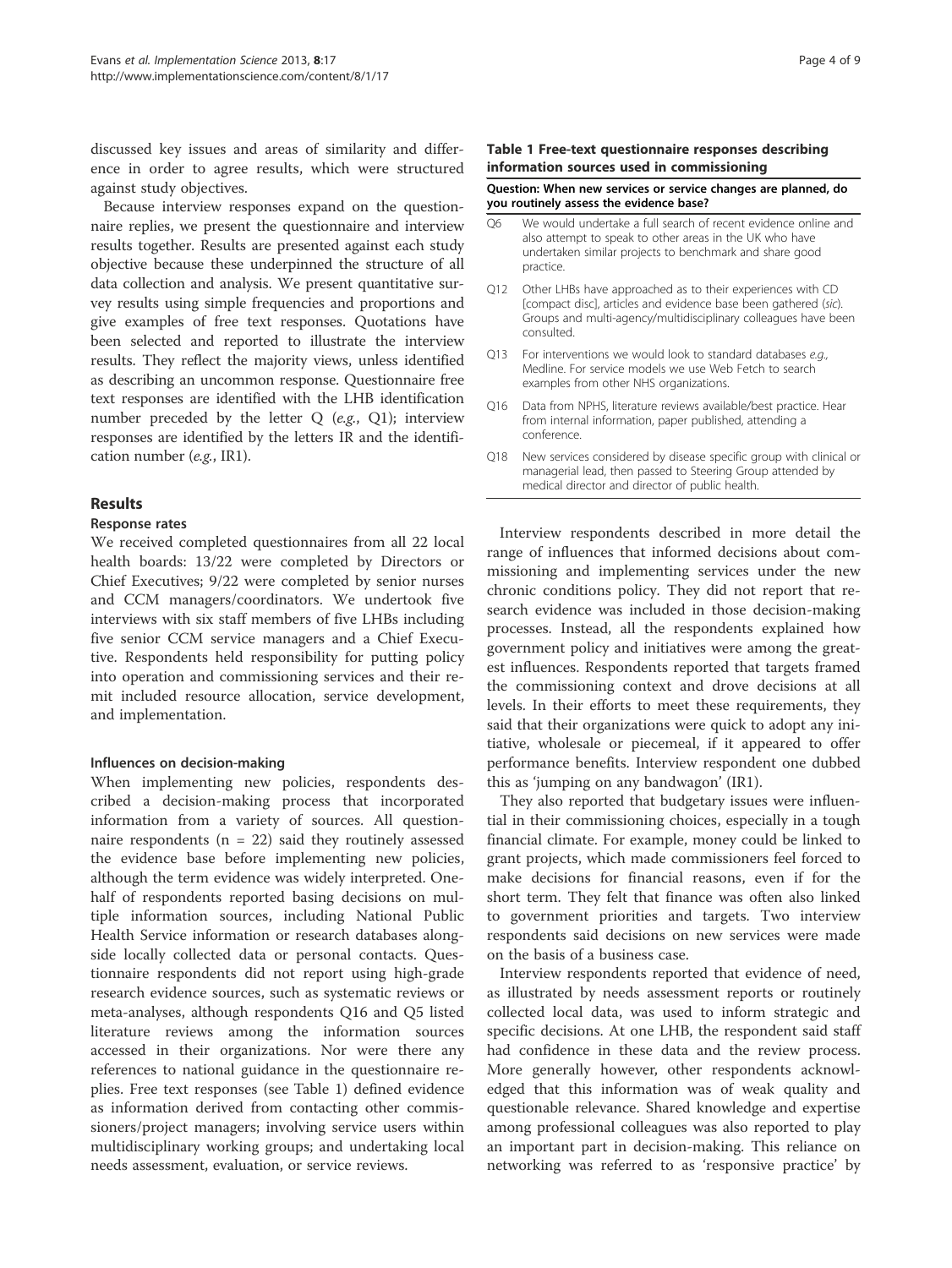discussed key issues and areas of similarity and difference in order to agree results, which were structured against study objectives.

Because interview responses expand on the questionnaire replies, we present the questionnaire and interview results together. Results are presented against each study objective because these underpinned the structure of all data collection and analysis. We present quantitative survey results using simple frequencies and proportions and give examples of free text responses. Quotations have been selected and reported to illustrate the interview results. They reflect the majority views, unless identified as describing an uncommon response. Questionnaire free text responses are identified with the LHB identification number preceded by the letter Q (*e.g.*, Q1); interview responses are identified by the letters IR and the identification number (*e.g.*, IR1).

## Results

### Response rates

We received completed questionnaires from all 22 local health boards: 13/22 were completed by Directors or Chief Executives; 9/22 were completed by senior nurses and CCM managers/coordinators. We undertook five interviews with six staff members of five LHBs including five senior CCM service managers and a Chief Executive. Respondents held responsibility for putting policy into operation and commissioning services and their remit included resource allocation, service development, and implementation.

### Influences on decision-making

When implementing new policies, respondents described a decision-making process that incorporated information from a variety of sources. All questionnaire respondents (n = 22) said they routinely assessed the evidence base before implementing new policies, although the term evidence was widely interpreted. One-half of respondents reported basing decisions on multiple information sources, including National Public Health Service information or research databases alongside locally collected data or personal contacts. Questionnaire respondents did not report using high-grade research evidence sources, such as systematic reviews or meta-analyses, although respondents Q16 and Q5 listed literature reviews among the information sources accessed in their organizations. Nor were there any references to national guidance in the questionnaire replies. Free text responses (see Table 1) defined evidence as information derived from contacting other commissioners/project managers; involving service users within multidisciplinary working groups; and undertaking local needs assessment, evaluation, or service reviews.

**Table 1 Free-text questionnaire responses describing information sources used in commissioning**

| Question: When new services or service changes are planned, do you routinely assess the evidence base? | |
|---|---|
| Q6 | We would undertake a full search of recent evidence online and also attempt to speak to other areas in the UK who have undertaken similar projects to benchmark and share good practice. |
| Q12 | Other LHBs have approached as to their experiences with CD [compact disc], articles and evidence base been gathered (*sic*). Groups and multi-agency/multidisciplinary colleagues have been consulted. |
| Q13 | For interventions we would look to standard databases *e.g.*, Medline. For service models we use Web Fetch to search examples from other NHS organizations. |
| Q16 | Data from NPHS, literature reviews available/best practice. Hear from internal information, paper published, attending a conference. |
| Q18 | New services considered by disease specific group with clinical or managerial lead, then passed to Steering Group attended by medical director and director of public health. |

Interview respondents described in more detail the range of influences that informed decisions about commissioning and implementing services under the new chronic conditions policy. They did not report that research evidence was included in those decision-making processes. Instead, all the respondents explained how government policy and initiatives were among the greatest influences. Respondents reported that targets framed the commissioning context and drove decisions at all levels. In their efforts to meet these requirements, they said that their organizations were quick to adopt any initiative, wholesale or piecemeal, if it appeared to offer performance benefits. Interview respondent one dubbed this as 'jumping on any bandwagon' (IR1).

They also reported that budgetary issues were influential in their commissioning choices, especially in a tough financial climate. For example, money could be linked to grant projects, which made commissioners feel forced to make decisions for financial reasons, even if for the short term. They felt that finance was often also linked to government priorities and targets. Two interview respondents said decisions on new services were made on the basis of a business case.

Interview respondents reported that evidence of need, as illustrated by needs assessment reports or routinely collected local data, was used to inform strategic and specific decisions. At one LHB, the respondent said staff had confidence in these data and the review process. More generally however, other respondents acknowledged that this information was of weak quality and questionable relevance. Shared knowledge and expertise among professional colleagues was also reported to play an important part in decision-making. This reliance on networking was referred to as 'responsive practice' by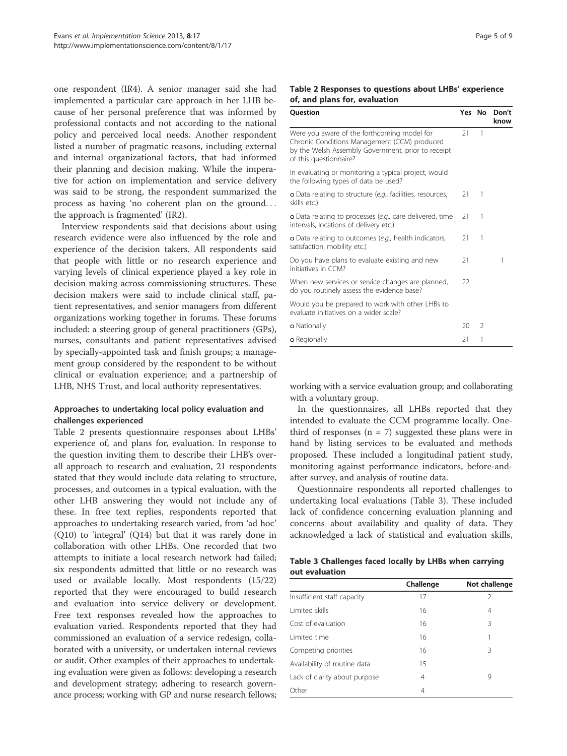one respondent (IR4). A senior manager said she had implemented a particular care approach in her LHB because of her personal preference that was informed by professional contacts and not according to the national policy and perceived local needs. Another respondent listed a number of pragmatic reasons, including external and internal organizational factors, that had informed their planning and decision making. While the imperative for action on implementation and service delivery was said to be strong, the respondent summarized the process as having 'no coherent plan on the ground… the approach is fragmented' (IR2).

Interview respondents said that decisions about using research evidence were also influenced by the role and experience of the decision takers. All respondents said that people with little or no research experience and varying levels of clinical experience played a key role in decision making across commissioning structures. These decision makers were said to include clinical staff, patient representatives, and senior managers from different organizations working together in forums. These forums included: a steering group of general practitioners (GPs), nurses, consultants and patient representatives advised by specially-appointed task and finish groups; a management group considered by the respondent to be without clinical or evaluation experience; and a partnership of LHB, NHS Trust, and local authority representatives.

### Approaches to undertaking local policy evaluation and challenges experienced

Table 2 presents questionnaire responses about LHBs' experience of, and plans for, evaluation. In response to the question inviting them to describe their LHB's overall approach to research and evaluation, 21 respondents stated that they would include data relating to structure, processes, and outcomes in a typical evaluation, with the other LHB answering they would not include any of these. In free text replies, respondents reported that approaches to undertaking research varied, from 'ad hoc' (Q10) to 'integral' (Q14) but that it was rarely done in collaboration with other LHBs. One recorded that two attempts to initiate a local research network had failed; six respondents admitted that little or no research was used or available locally. Most respondents (15/22) reported that they were encouraged to build research and evaluation into service delivery or development. Free text responses revealed how the approaches to evaluation varied. Respondents reported that they had commissioned an evaluation of a service redesign, collaborated with a university, or undertaken internal reviews or audit. Other examples of their approaches to undertaking evaluation were given as follows: developing a research and development strategy; adhering to research governance process; working with GP and nurse research fellows; working with a service evaluation group; and collaborating with a voluntary group.

**Table 2 Responses to questions about LHBs' experience of, and plans for, evaluation**

| Question | Yes | No | Don't know |
|---|---|---|---|
| Were you aware of the forthcoming model for Chronic Conditions Management (CCM) produced by the Welsh Assembly Government, prior to receipt of this questionnaire? | 21 | 1 | |
| In evaluating or monitoring a typical project, would the following types of data be used? | | | |
| o Data relating to structure (*e.g.*, facilities, resources, skills etc.) | 21 | 1 | |
| o Data relating to processes (*e.g.*, care delivered, time intervals, locations of delivery etc.) | 21 | 1 | |
| o Data relating to outcomes (*e.g.*, health indicators, satisfaction, mobility etc.) | 21 | 1 | |
| Do you have plans to evaluate existing and new initiatives in CCM? | 21 | | 1 |
| When new services or service changes are planned, do you routinely assess the evidence base? | 22 | | |
| Would you be prepared to work with other LHBs to evaluate initiatives on a wider scale? | | | |
| o Nationally | 20 | 2 | |
| o Regionally | 21 | 1 | |

In the questionnaires, all LHBs reported that they intended to evaluate the CCM programme locally. One-third of responses (n = 7) suggested these plans were in hand by listing services to be evaluated and methods proposed. These included a longitudinal patient study, monitoring against performance indicators, before-and-after survey, and analysis of routine data.

Questionnaire respondents all reported challenges to undertaking local evaluations (Table 3). These included lack of confidence concerning evaluation planning and concerns about availability and quality of data. They acknowledged a lack of statistical and evaluation skills,

**Table 3 Challenges faced locally by LHBs when carrying out evaluation**

| | Challenge | Not challenge |
|---|---|---|
| Insufficient staff capacity | 17 | 2 |
| Limited skills | 16 | 4 |
| Cost of evaluation | 16 | 3 |
| Limited time | 16 | 1 |
| Competing priorities | 16 | 3 |
| Availability of routine data | 15 | |
| Lack of clarity about purpose | 4 | 9 |
| Other | 4 | |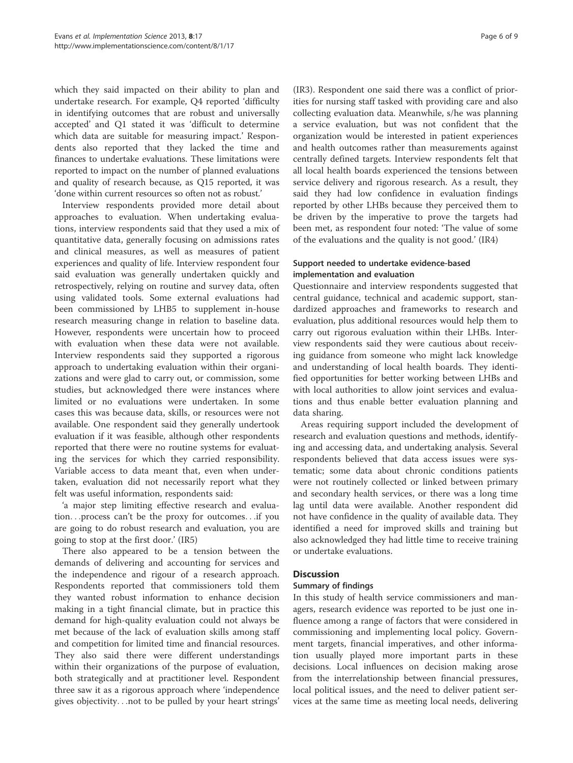which they said impacted on their ability to plan and undertake research. For example, Q4 reported 'difficulty in identifying outcomes that are robust and universally accepted' and Q1 stated it was 'difficult to determine which data are suitable for measuring impact.' Respondents also reported that they lacked the time and finances to undertake evaluations. These limitations were reported to impact on the number of planned evaluations and quality of research because, as Q15 reported, it was 'done within current resources so often not as robust.'

Interview respondents provided more detail about approaches to evaluation. When undertaking evaluations, interview respondents said that they used a mix of quantitative data, generally focusing on admissions rates and clinical measures, as well as measures of patient experiences and quality of life. Interview respondent four said evaluation was generally undertaken quickly and retrospectively, relying on routine and survey data, often using validated tools. Some external evaluations had been commissioned by LHB5 to supplement in-house research measuring change in relation to baseline data. However, respondents were uncertain how to proceed with evaluation when these data were not available. Interview respondents said they supported a rigorous approach to undertaking evaluation within their organizations and were glad to carry out, or commission, some studies, but acknowledged there were instances where limited or no evaluations were undertaken. In some cases this was because data, skills, or resources were not available. One respondent said they generally undertook evaluation if it was feasible, although other respondents reported that there were no routine systems for evaluating the services for which they carried responsibility. Variable access to data meant that, even when undertaken, evaluation did not necessarily report what they felt was useful information, respondents said:

'a major step limiting effective research and evaluation…process can't be the proxy for outcomes…if you are going to do robust research and evaluation, you are going to stop at the first door.' (IR5)

There also appeared to be a tension between the demands of delivering and accounting for services and the independence and rigour of a research approach. Respondents reported that commissioners told them they wanted robust information to enhance decision making in a tight financial climate, but in practice this demand for high-quality evaluation could not always be met because of the lack of evaluation skills among staff and competition for limited time and financial resources. They also said there were different understandings within their organizations of the purpose of evaluation, both strategically and at practitioner level. Respondent three saw it as a rigorous approach where 'independence gives objectivity…not to be pulled by your heart strings' (IR3). Respondent one said there was a conflict of priorities for nursing staff tasked with providing care and also collecting evaluation data. Meanwhile, s/he was planning a service evaluation, but was not confident that the organization would be interested in patient experiences and health outcomes rather than measurements against centrally defined targets. Interview respondents felt that all local health boards experienced the tensions between service delivery and rigorous research. As a result, they said they had low confidence in evaluation findings reported by other LHBs because they perceived them to be driven by the imperative to prove the targets had been met, as respondent four noted: 'The value of some of the evaluations and the quality is not good.' (IR4)

### Support needed to undertake evidence-based implementation and evaluation

Questionnaire and interview respondents suggested that central guidance, technical and academic support, standardized approaches and frameworks to research and evaluation, plus additional resources would help them to carry out rigorous evaluation within their LHBs. Interview respondents said they were cautious about receiving guidance from someone who might lack knowledge and understanding of local health boards. They identified opportunities for better working between LHBs and with local authorities to allow joint services and evaluations and thus enable better evaluation planning and data sharing.

Areas requiring support included the development of research and evaluation questions and methods, identifying and accessing data, and undertaking analysis. Several respondents believed that data access issues were systematic; some data about chronic conditions patients were not routinely collected or linked between primary and secondary health services, or there was a long time lag until data were available. Another respondent did not have confidence in the quality of available data. They identified a need for improved skills and training but also acknowledged they had little time to receive training or undertake evaluations.

## Discussion

### Summary of findings

In this study of health service commissioners and managers, research evidence was reported to be just one influence among a range of factors that were considered in commissioning and implementing local policy. Government targets, financial imperatives, and other information usually played more important parts in these decisions. Local influences on decision making arose from the interrelationship between financial pressures, local political issues, and the need to deliver patient services at the same time as meeting local needs, delivering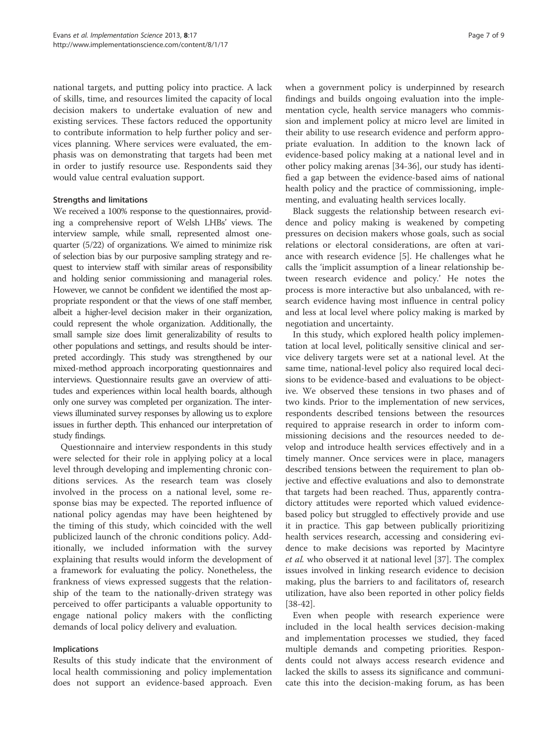national targets, and putting policy into practice. A lack of skills, time, and resources limited the capacity of local decision makers to undertake evaluation of new and existing services. These factors reduced the opportunity to contribute information to help further policy and services planning. Where services were evaluated, the emphasis was on demonstrating that targets had been met in order to justify resource use. Respondents said they would value central evaluation support.

### Strengths and limitations

We received a 100% response to the questionnaires, providing a comprehensive report of Welsh LHBs' views. The interview sample, while small, represented almost one-quarter (5/22) of organizations. We aimed to minimize risk of selection bias by our purposive sampling strategy and request to interview staff with similar areas of responsibility and holding senior commissioning and managerial roles. However, we cannot be confident we identified the most appropriate respondent or that the views of one staff member, albeit a higher-level decision maker in their organization, could represent the whole organization. Additionally, the small sample size does limit generalizability of results to other populations and settings, and results should be interpreted accordingly. This study was strengthened by our mixed-method approach incorporating questionnaires and interviews. Questionnaire results gave an overview of attitudes and experiences within local health boards, although only one survey was completed per organization. The interviews illuminated survey responses by allowing us to explore issues in further depth. This enhanced our interpretation of study findings.

Questionnaire and interview respondents in this study were selected for their role in applying policy at a local level through developing and implementing chronic conditions services. As the research team was closely involved in the process on a national level, some response bias may be expected. The reported influence of national policy agendas may have been heightened by the timing of this study, which coincided with the well publicized launch of the chronic conditions policy. Additionally, we included information with the survey explaining that results would inform the development of a framework for evaluating the policy. Nonetheless, the frankness of views expressed suggests that the relationship of the team to the nationally-driven strategy was perceived to offer participants a valuable opportunity to engage national policy makers with the conflicting demands of local policy delivery and evaluation.

### Implications

Results of this study indicate that the environment of local health commissioning and policy implementation does not support an evidence-based approach. Even when a government policy is underpinned by research findings and builds ongoing evaluation into the implementation cycle, health service managers who commission and implement policy at micro level are limited in their ability to use research evidence and perform appropriate evaluation. In addition to the known lack of evidence-based policy making at a national level and in other policy making arenas [34-36], our study has identified a gap between the evidence-based aims of national health policy and the practice of commissioning, implementing, and evaluating health services locally.

Black suggests the relationship between research evidence and policy making is weakened by competing pressures on decision makers whose goals, such as social relations or electoral considerations, are often at variance with research evidence [5]. He challenges what he calls the 'implicit assumption of a linear relationship between research evidence and policy.' He notes the process is more interactive but also unbalanced, with research evidence having most influence in central policy and less at local level where policy making is marked by negotiation and uncertainty.

In this study, which explored health policy implementation at local level, politically sensitive clinical and service delivery targets were set at a national level. At the same time, national-level policy also required local decisions to be evidence-based and evaluations to be objective. We observed these tensions in two phases and of two kinds. Prior to the implementation of new services, respondents described tensions between the resources required to appraise research in order to inform commissioning decisions and the resources needed to develop and introduce health services effectively and in a timely manner. Once services were in place, managers described tensions between the requirement to plan objective and effective evaluations and also to demonstrate that targets had been reached. Thus, apparently contradictory attitudes were reported which valued evidence-based policy but struggled to effectively provide and use it in practice. This gap between publically prioritizing health services research, accessing and considering evidence to make decisions was reported by Macintyre *et al.* who observed it at national level [37]. The complex issues involved in linking research evidence to decision making, plus the barriers to and facilitators of, research utilization, have also been reported in other policy fields [38-42].

Even when people with research experience were included in the local health services decision-making and implementation processes we studied, they faced multiple demands and competing priorities. Respondents could not always access research evidence and lacked the skills to assess its significance and communicate this into the decision-making forum, as has been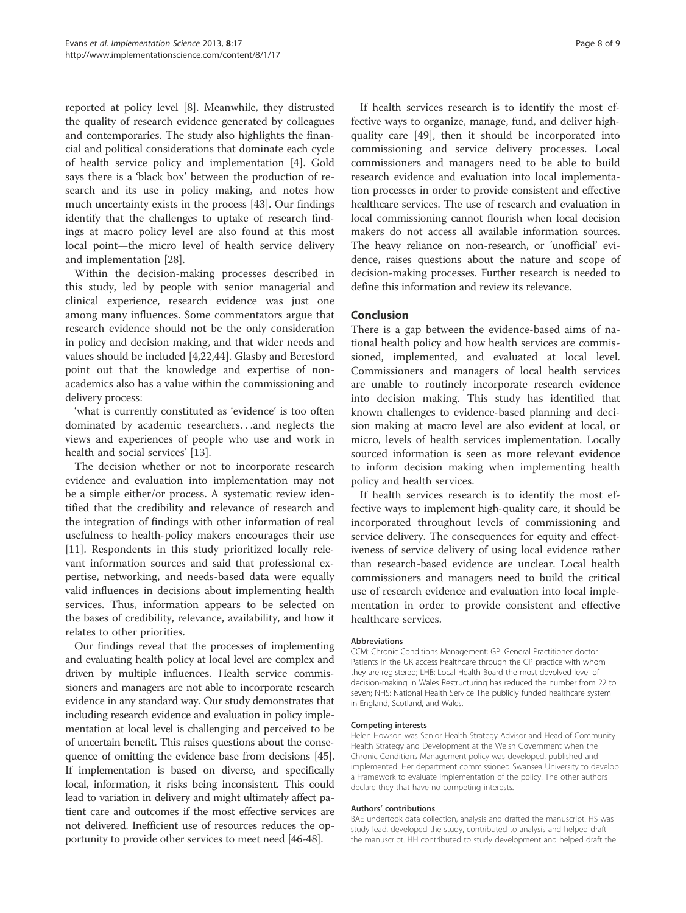reported at policy level [8]. Meanwhile, they distrusted the quality of research evidence generated by colleagues and contemporaries. The study also highlights the financial and political considerations that dominate each cycle of health service policy and implementation [4]. Gold says there is a 'black box' between the production of research and its use in policy making, and notes how much uncertainty exists in the process [43]. Our findings identify that the challenges to uptake of research findings at macro policy level are also found at this most local point—the micro level of health service delivery and implementation [28].

Within the decision-making processes described in this study, led by people with senior managerial and clinical experience, research evidence was just one among many influences. Some commentators argue that research evidence should not be the only consideration in policy and decision making, and that wider needs and values should be included [4,22,44]. Glasby and Beresford point out that the knowledge and expertise of non-academics also has a value within the commissioning and delivery process:

'what is currently constituted as 'evidence' is too often dominated by academic researchers…and neglects the views and experiences of people who use and work in health and social services' [13].

The decision whether or not to incorporate research evidence and evaluation into implementation may not be a simple either/or process. A systematic review identified that the credibility and relevance of research and the integration of findings with other information of real usefulness to health-policy makers encourages their use [11]. Respondents in this study prioritized locally relevant information sources and said that professional expertise, networking, and needs-based data were equally valid influences in decisions about implementing health services. Thus, information appears to be selected on the bases of credibility, relevance, availability, and how it relates to other priorities.

Our findings reveal that the processes of implementing and evaluating health policy at local level are complex and driven by multiple influences. Health service commissioners and managers are not able to incorporate research evidence in any standard way. Our study demonstrates that including research evidence and evaluation in policy implementation at local level is challenging and perceived to be of uncertain benefit. This raises questions about the consequence of omitting the evidence base from decisions [45]. If implementation is based on diverse, and specifically local, information, it risks being inconsistent. This could lead to variation in delivery and might ultimately affect patient care and outcomes if the most effective services are not delivered. Inefficient use of resources reduces the opportunity to provide other services to meet need [46-48].

If health services research is to identify the most effective ways to organize, manage, fund, and deliver high-quality care [49], then it should be incorporated into commissioning and service delivery processes. Local commissioners and managers need to be able to build research evidence and evaluation into local implementation processes in order to provide consistent and effective healthcare services. The use of research and evaluation in local commissioning cannot flourish when local decision makers do not access all available information sources. The heavy reliance on non-research, or 'unofficial' evidence, raises questions about the nature and scope of decision-making processes. Further research is needed to define this information and review its relevance.

## Conclusion

There is a gap between the evidence-based aims of national health policy and how health services are commissioned, implemented, and evaluated at local level. Commissioners and managers of local health services are unable to routinely incorporate research evidence into decision making. This study has identified that known challenges to evidence-based planning and decision making at macro level are also evident at local, or micro, levels of health services implementation. Locally sourced information is seen as more relevant evidence to inform decision making when implementing health policy and health services.

If health services research is to identify the most effective ways to implement high-quality care, it should be incorporated throughout levels of commissioning and service delivery. The consequences for equity and effectiveness of service delivery of using local evidence rather than research-based evidence are unclear. Local health commissioners and managers need to build the critical use of research evidence and evaluation into local implementation in order to provide consistent and effective healthcare services.

#### Abbreviations

CCM: Chronic Conditions Management; GP: General Practitioner doctor Patients in the UK access healthcare through the GP practice with whom they are registered; LHB: Local Health Board the most devolved level of decision-making in Wales Restructuring has reduced the number from 22 to seven; NHS: National Health Service The publicly funded healthcare system in England, Scotland, and Wales.

#### Competing interests

Helen Howson was Senior Health Strategy Advisor and Head of Community Health Strategy and Development at the Welsh Government when the Chronic Conditions Management policy was developed, published and implemented. Her department commissioned Swansea University to develop a Framework to evaluate implementation of the policy. The other authors declare they that have no competing interests.

#### Authors' contributions

BAE undertook data collection, analysis and drafted the manuscript. HS was study lead, developed the study, contributed to analysis and helped draft the manuscript. HH contributed to study development and helped draft the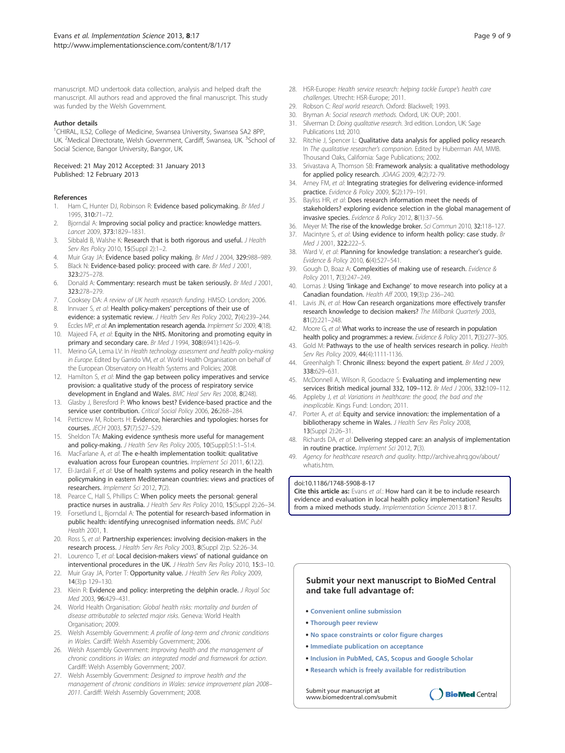manuscript. MD undertook data collection, analysis and helped draft the manuscript. All authors read and approved the final manuscript. This study was funded by the Welsh Government.

#### Author details

[1]CHIRAL, ILS2, College of Medicine, Swansea University, Swansea SA2 8PP, UK. [2]Medical Directorate, Welsh Government, Cardiff, Swansea, UK. [3]School of Social Science, Bangor University, Bangor, UK.

Received: 21 May 2012 Accepted: 31 January 2013
Published: 12 February 2013

#### References

1. Ham C, Hunter DJ, Robinson R: **Evidence based policymaking.** *Br Med J* 1995, **310**:71–72.
2. Bjorndal A: **Improving social policy and practice: knowledge matters.** *Lancet* 2009, **373**:1829–1831.
3. Sibbald B, Walshe K: **Research that is both rigorous and useful.** *J Health Serv Res Policy* 2010, **15**(Suppl 2):1–2.
4. Muir Gray JA: **Evidence based policy making.** *Br Med J* 2004, **329**:988–989.
5. Black N: **Evidence-based policy: proceed with care.** *Br Med J* 2001, **323**:275–278.
6. Donald A: **Commentary: research must be taken seriously.** *Br Med J* 2001, **323**:278–279.
7. Cooksey DA: *A review of UK heath research funding*. HMSO: London; 2006.
8. Innvaer S, *et al*: **Health policy-makers' perceptions of their use of evidence: a systematic review.** *J Health Serv Res Policy* 2002, **7**(4):239–244.
9. Eccles MP, *et al*: **An implementation research agenda.** *Implement Sci* 2009, **4**(18).
10. Majeed FA, *et al*: **Equity in the NHS. Monitoring and promoting equity in primary and secondary care.** *Br Med J* 1994, **308**(6941):1426–9.
11. Merino GA, Lema LV: In *Health technology assessment and health policy-making in Europe*. Edited by Garrido VM, *et al*. World Health Organisation on behalf of the European Observatory on Health Systems and Policies; 2008.
12. Hamilton S, *et al*: **Mind the gap between policy imperatives and service provision: a qualitative study of the process of respiratory service development in England and Wales.** *BMC Heal Serv Res* 2008, **8**(248).
13. Glasby J, Beresford P: **Who knows best? Evidence-based practice and the service user contribution.** *Critical Social Policy* 2006, **26**:268–284.
14. Petticrew M, Roberts H: **Evidence, hierarchies and typologies: horses for courses.** *JECH* 2003, **57**(7):527–529.
15. Sheldon TA: **Making evidence synthesis more useful for management and policy-making.** *J Health Serv Res Policy* 2005, **10**(Suppl):S1:1–S1:4.
16. MacFarlane A, *et al*: **The e-health implementation toolkit: qualitative evaluation across four European countries.** *Implement Sci* 2011, **6**(122).
17. El-Jardali F, *et al*: **Use of health systems and policy research in the health policymaking in eastern Mediterranean countries: views and practices of researchers.** *Implement Sci* 2012, **7**(2).
18. Pearce C, Hall S, Phillips C: **When policy meets the personal: general practice nurses in australia.** *J Health Serv Res Policy* 2010, **15**(Suppl 2):26–34.
19. Forsetlund L, Bjorndal A: **The potential for research-based information in public health: identifying unrecognised information needs.** *BMC Publ Health* 2001, **1**.
20. Ross S, *et al*: **Partnership experiences: involving decision-makers in the research process.** *J Health Serv Res Policy* 2003, **8**(Suppl 2):p. S2:26–34.
21. Lourenco T, *et al*: **Local decision-makers views' of national guidance on interventional procedures in the UK.** *J Health Serv Res Policy* 2010, **15**:3–10.
22. Muir Gray JA, Porter T: **Opportunity value.** *J Health Serv Res Policy* 2009, **14**(3):p 129–130.
23. Klein R: **Evidence and policy: interpreting the delphin oracle.** *J Royal Soc Med* 2003, **96**:429–431.
24. World Health Organisation: *Global health risks: mortality and burden of disease attributable to selected major risks*. Geneva: World Health Organisation; 2009.
25. Welsh Assembly Government: *A profile of long-term and chronic conditions in Wales*. Cardiff: Welsh Assembly Government; 2006.
26. Welsh Assembly Government: *Improving health and the management of chronic conditions in Wales: an integrated model and framework for action*. Cardiff: Welsh Assembly Government; 2007.
27. Welsh Assembly Government: *Designed to improve health and the management of chronic conditions in Wales: service improvement plan 2008–2011*. Cardiff: Welsh Assembly Government; 2008.
28. HSR-Europe: *Health service research: helping tackle Europe's health care challenges*. Utrecht: HSR-Europe; 2011.
29. Robson C: *Real world research*. Oxford: Blackwell; 1993.
30. Bryman A: *Social research methods*. Oxford, UK: OUP; 2001.
31. Silverman D: *Doing qualitative research*. 3rd edition. London, UK: Sage Publications Ltd; 2010.
32. Ritchie J, Spencer L: **Qualitative data analysis for applied policy research**. In *The qualitative researcher's companion*. Edited by Huberman AM, MMB. Thousand Oaks, California: Sage Publications; 2002.
33. Srivastava A, Thomson SB: **Framework analysis: a qualitative methodology for applied policy research.** *JOAAG* 2009, **4**(2):72-79.
34. Arney FM, *et al*: **Integrating strategies for delivering evidence-informed practice.** *Evidence & Policy* 2009, **5**(2):179–191.
35. Bayliss HR, *et al*: **Does research information meet the needs of stakeholders? exploring evidence selection in the global management of invasive species.** *Evidence & Policy* 2012, **8**(1):37–56.
36. Meyer M: **The rise of the knowledge broker.** *Sci Commun* 2010, **32**:118–127.
37. Macintyre S, *et al*: **Using evidence to inform health policy: case study.** *Br Med J* 2001, **322**:222–5.
38. Ward V, *et al*: **Planning for knowledge translation: a researcher's guide.** *Evidence & Policy* 2010, **6**(4):527–541.
39. Gough D, Boaz A: **Complexities of making use of research.** *Evidence & Policy* 2011, **7**(3):247–249.
40. Lomas J: **Using 'linkage and Exchange' to move research into policy at a Canadian foundation.** *Health Aff* 2000, **19**(3):p 236–240.
41. Lavis JN, *et al*: **How Can research organizations more effectively transfer research knowledge to decision makers?** *The Millbank Quarterly* 2003, **81**(2):221–248.
42. Moore G, *et al*: **What works to increase the use of research in population health policy and programmes: a review.** *Evidence & Policy* 2011, **7**(3):277–305.
43. Gold M: **Pathways to the use of health services research in policy.** *Health Serv Res Policy* 2009, **44**(4):1111-1136.
44. Greenhalgh T: **Chronic illness: beyond the expert patient.** *Br Med J* 2009, **338**:629–631.
45. McDonnell A, Wilson R, Goodacre S: **Evaluating and implementing new services British medical journal 332, 109–112.** *Br Med J* 2006, **332**:109–112.
46. Appleby J, *et al*: *Variations in healthcare: the good, the bad and the inexplicable*. Kings Fund: London; 2011.
47. Porter A, *et al*: **Equity and service innovation: the implementation of a bibliotherapy scheme in Wales.** *J Health Serv Res Policy* 2008, **13**(Suppl 2):26–31.
48. Richards DA, *et al*: **Delivering stepped care: an analysis of implementation in routine practice.** *Implement Sci* 2012, **7**(3).
49. *Agency for healthcare research and quality*. http://archive.ahrq.gov/about/whatis.htm.

doi:10.1186/1748-5908-8-17
**Cite this article as:** Evans *et al.*: How hard can it be to include research evidence and evaluation in local health policy implementation? Results from a mixed methods study. *Implementation Science* 2013 **8**:17.

**Submit your next manuscript to BioMed Central and take full advantage of:**

- **Convenient online submission**
- **Thorough peer review**
- **No space constraints or color figure charges**
- **Immediate publication on acceptance**
- **Inclusion in PubMed, CAS, Scopus and Google Scholar**
- **Research which is freely available for redistribution**

Submit your manuscript at
www.biomedcentral.com/submit

BioMed Central